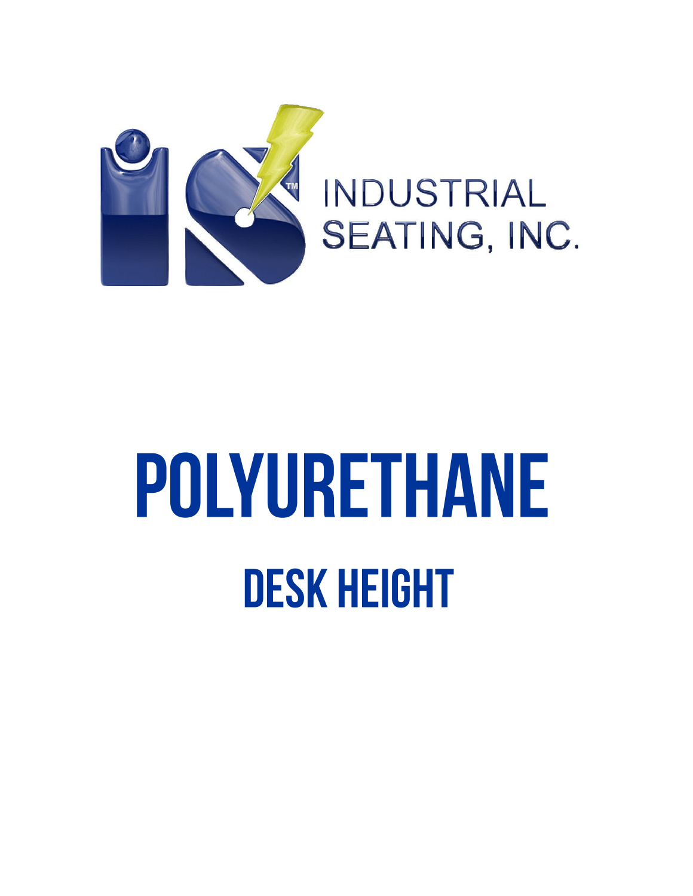INDUSTRIAL SEATING, INC.

# POLYURETHANE

## DESK HEIGHT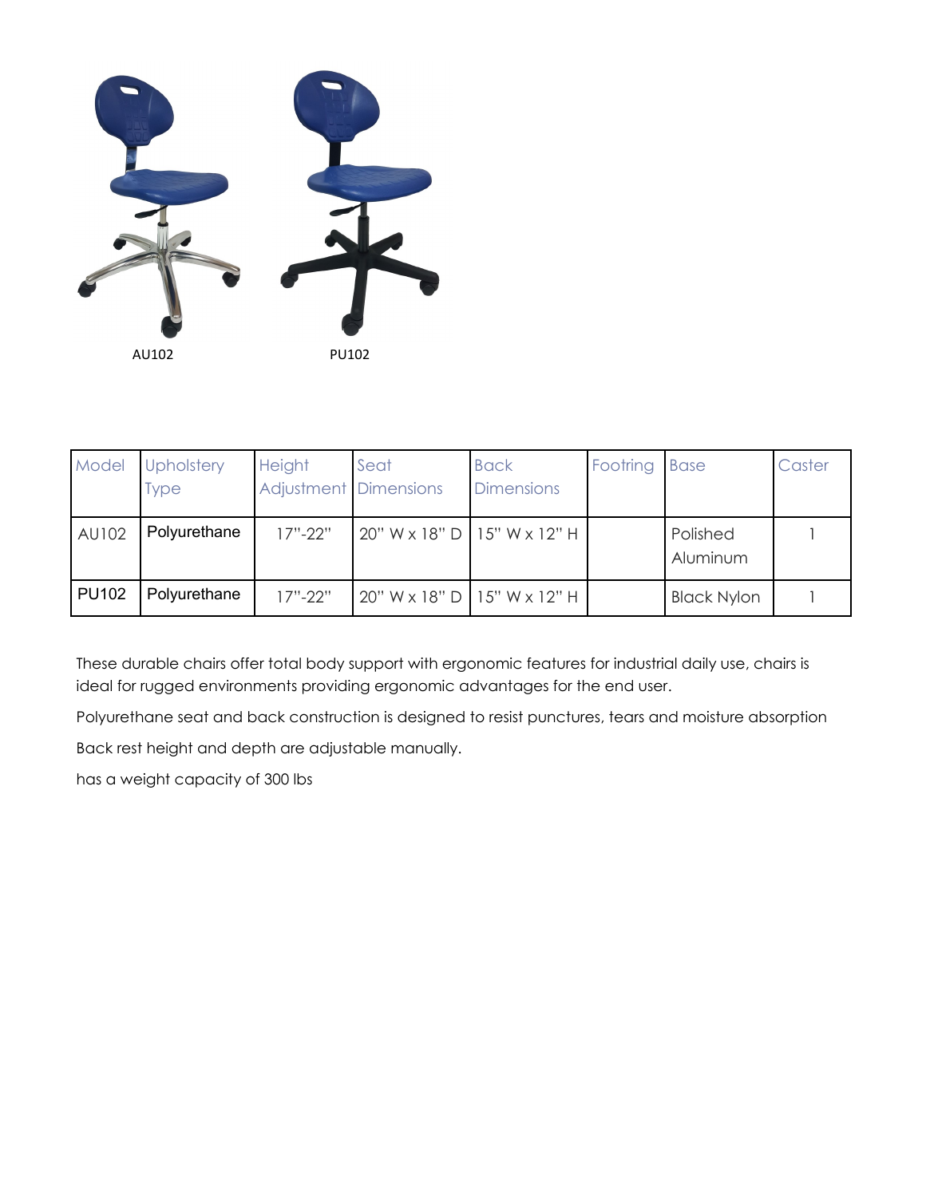AU102 PU102

| Model | Upholstery Type | Height Adjustment | Seat Dimensions | Back Dimensions | Footring | Base | Caster |
|---|---|---|---|---|---|---|---|
| AU102 | Polyurethane | 17"-22" | 20" W x 18" D | 15" W x 12" H | | Polished Aluminum | 1 |
| PU102 | Polyurethane | 17"-22" | 20" W x 18" D | 15" W x 12" H | | Black Nylon | 1 |

These durable chairs offer total body support with ergonomic features for industrial daily use, chairs is ideal for rugged environments providing ergonomic advantages for the end user.

Polyurethane seat and back construction is designed to resist punctures, tears and moisture absorption

Back rest height and depth are adjustable manually.

has a weight capacity of 300 lbs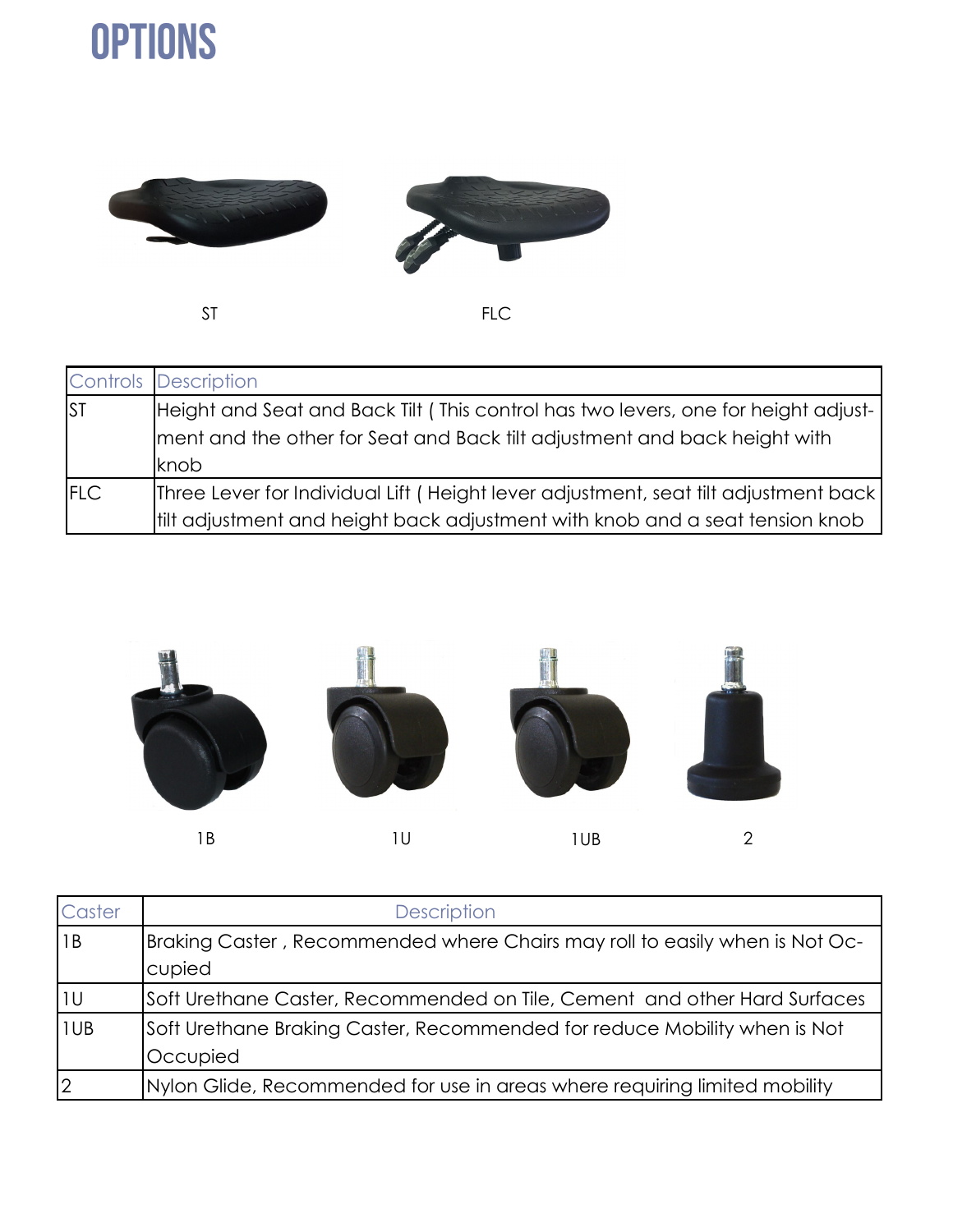# OPTIONS

ST　　　　　　FLC

| Controls | Description |
|---|---|
| ST | Height and Seat and Back Tilt ( This control has two levers, one for height adjustment and the other for Seat and Back tilt adjustment and back height with knob |
| FLC | Three Lever for Individual Lift ( Height lever adjustment, seat tilt adjustment back tilt adjustment and height back adjustment with knob and a seat tension knob |

1B　　　　1U　　　　1UB　　　　2

| Caster | Description |
|---|---|
| 1B | Braking Caster , Recommended where Chairs may roll to easily when is Not Occupied |
| 1U | Soft Urethane Caster, Recommended on Tile, Cement and other Hard Surfaces |
| 1UB | Soft Urethane Braking Caster, Recommended for reduce Mobility when is Not Occupied |
| 2 | Nylon Glide, Recommended for use in areas where requiring limited mobility |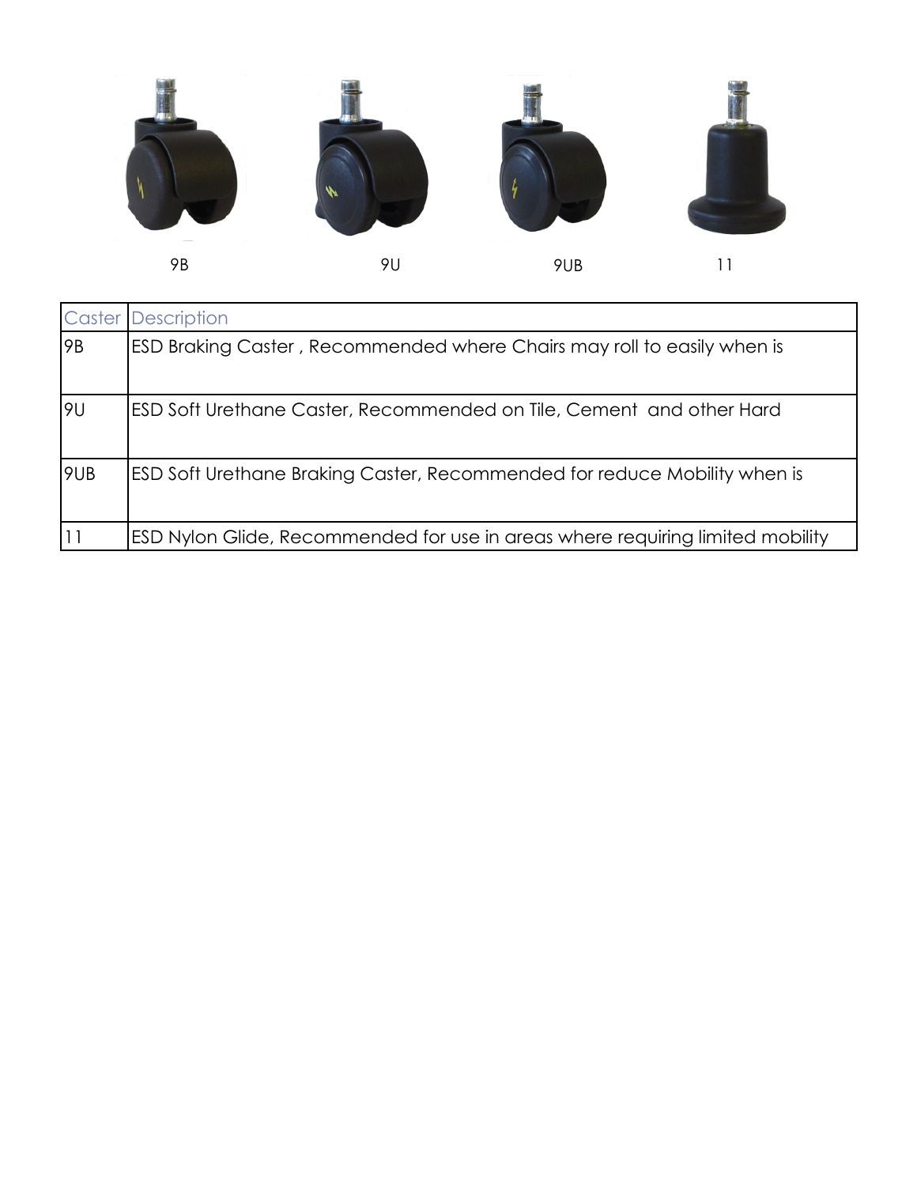9B

9U

9UB

11

| Caster | Description |
|---|---|
| 9B | ESD Braking Caster , Recommended where Chairs may roll to easily when is |
| 9U | ESD Soft Urethane Caster, Recommended on Tile, Cement  and other Hard |
| 9UB | ESD Soft Urethane Braking Caster, Recommended for reduce Mobility when is |
| 11 | ESD Nylon Glide, Recommended for use in areas where requiring limited mobility |